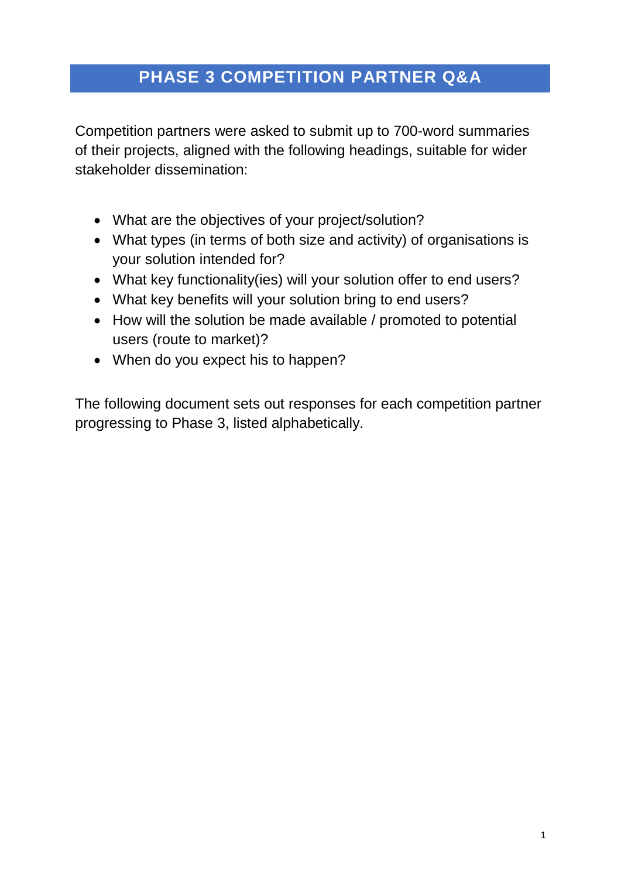# PHASE 3 COMPETITION PARTNER Q&A

Competition partners were asked to submit up to 700-word summaries of their projects, aligned with the following headings, suitable for wider stakeholder dissemination:

- What are the objectives of your project/solution?
- What types (in terms of both size and activity) of organisations is your solution intended for?
- What key functionality(ies) will your solution offer to end users?
- What key benefits will your solution bring to end users?
- How will the solution be made available / promoted to potential users (route to market)?
- When do you expect his to happen?

The following document sets out responses for each competition partner progressing to Phase 3, listed alphabetically.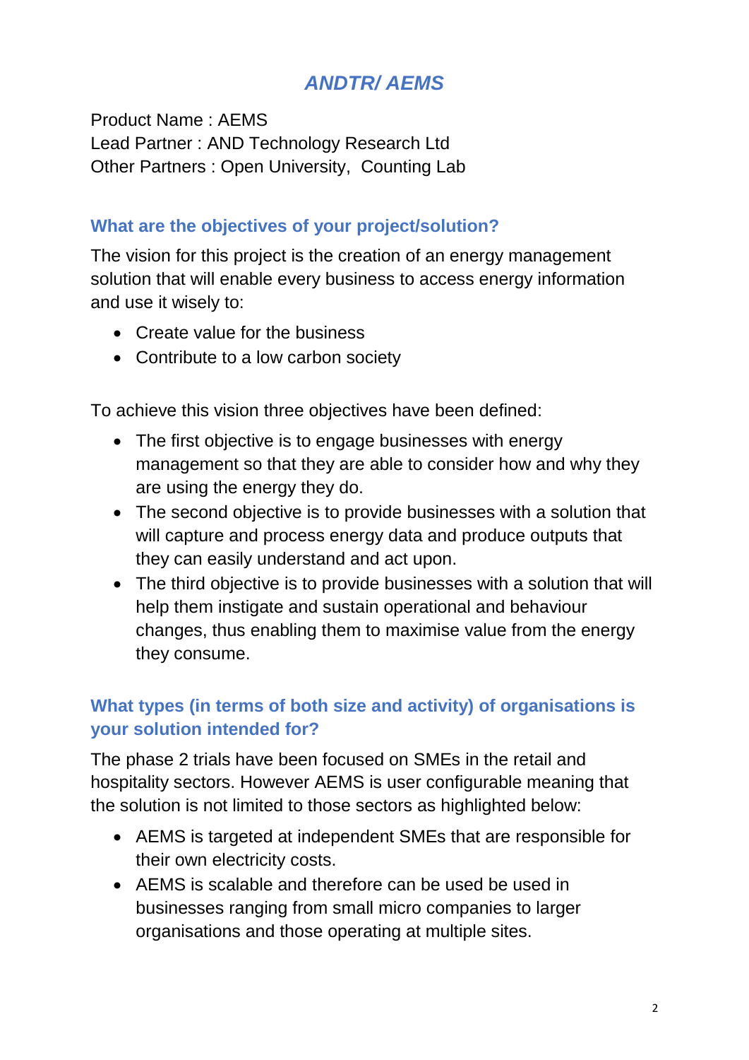# *ANDTR/ AEMS*

Product Name : AEMS
Lead Partner : AND Technology Research Ltd
Other Partners : Open University,  Counting Lab

## What are the objectives of your project/solution?

The vision for this project is the creation of an energy management solution that will enable every business to access energy information and use it wisely to:

- Create value for the business
- Contribute to a low carbon society

To achieve this vision three objectives have been defined:

- The first objective is to engage businesses with energy management so that they are able to consider how and why they are using the energy they do.
- The second objective is to provide businesses with a solution that will capture and process energy data and produce outputs that they can easily understand and act upon.
- The third objective is to provide businesses with a solution that will help them instigate and sustain operational and behaviour changes, thus enabling them to maximise value from the energy they consume.

## What types (in terms of both size and activity) of organisations is your solution intended for?

The phase 2 trials have been focused on SMEs in the retail and hospitality sectors. However AEMS is user configurable meaning that the solution is not limited to those sectors as highlighted below:

- AEMS is targeted at independent SMEs that are responsible for their own electricity costs.
- AEMS is scalable and therefore can be used be used in businesses ranging from small micro companies to larger organisations and those operating at multiple sites.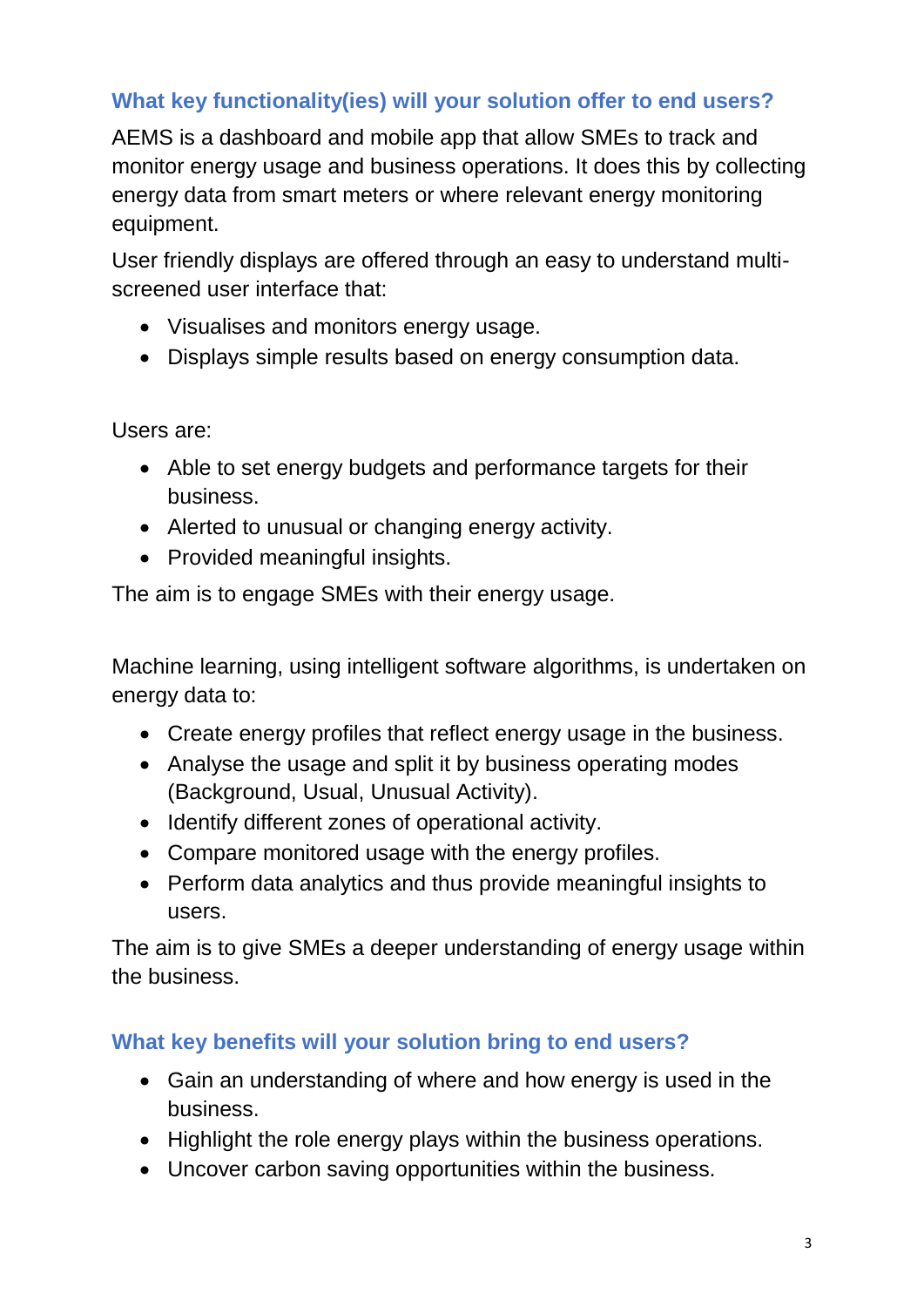## What key functionality(ies) will your solution offer to end users?

AEMS is a dashboard and mobile app that allow SMEs to track and monitor energy usage and business operations. It does this by collecting energy data from smart meters or where relevant energy monitoring equipment.

User friendly displays are offered through an easy to understand multi-screened user interface that:

- Visualises and monitors energy usage.
- Displays simple results based on energy consumption data.

Users are:

- Able to set energy budgets and performance targets for their business.
- Alerted to unusual or changing energy activity.
- Provided meaningful insights.

The aim is to engage SMEs with their energy usage.

Machine learning, using intelligent software algorithms, is undertaken on energy data to:

- Create energy profiles that reflect energy usage in the business.
- Analyse the usage and split it by business operating modes (Background, Usual, Unusual Activity).
- Identify different zones of operational activity.
- Compare monitored usage with the energy profiles.
- Perform data analytics and thus provide meaningful insights to users.

The aim is to give SMEs a deeper understanding of energy usage within the business.

## What key benefits will your solution bring to end users?

- Gain an understanding of where and how energy is used in the business.
- Highlight the role energy plays within the business operations.
- Uncover carbon saving opportunities within the business.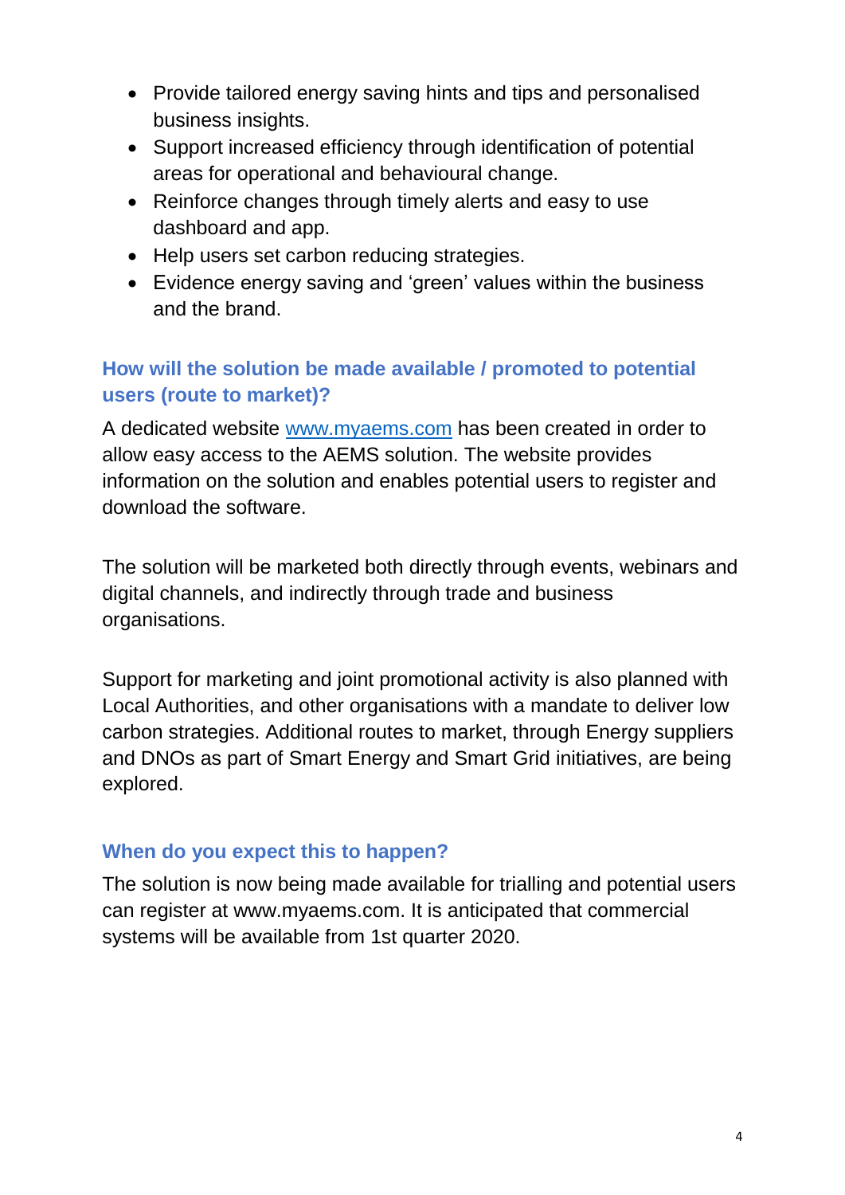- Provide tailored energy saving hints and tips and personalised business insights.
- Support increased efficiency through identification of potential areas for operational and behavioural change.
- Reinforce changes through timely alerts and easy to use dashboard and app.
- Help users set carbon reducing strategies.
- Evidence energy saving and 'green' values within the business and the brand.

### How will the solution be made available / promoted to potential users (route to market)?

A dedicated website [www.myaems.com](http://www.myaems.com) has been created in order to allow easy access to the AEMS solution. The website provides information on the solution and enables potential users to register and download the software.

The solution will be marketed both directly through events, webinars and digital channels, and indirectly through trade and business organisations.

Support for marketing and joint promotional activity is also planned with Local Authorities, and other organisations with a mandate to deliver low carbon strategies. Additional routes to market, through Energy suppliers and DNOs as part of Smart Energy and Smart Grid initiatives, are being explored.

### When do you expect this to happen?

The solution is now being made available for trialling and potential users can register at www.myaems.com. It is anticipated that commercial systems will be available from 1st quarter 2020.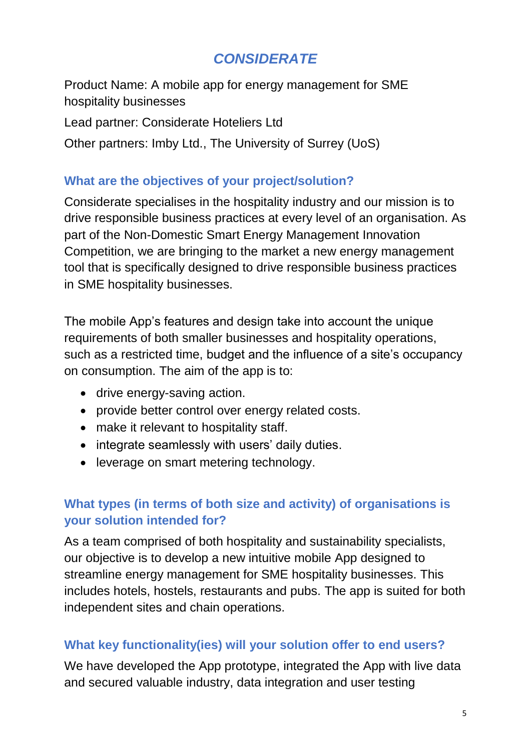## *CONSIDERATE*

Product Name: A mobile app for energy management for SME hospitality businesses

Lead partner: Considerate Hoteliers Ltd

Other partners: Imby Ltd., The University of Surrey (UoS)

### What are the objectives of your project/solution?

Considerate specialises in the hospitality industry and our mission is to drive responsible business practices at every level of an organisation. As part of the Non-Domestic Smart Energy Management Innovation Competition, we are bringing to the market a new energy management tool that is specifically designed to drive responsible business practices in SME hospitality businesses.

The mobile App's features and design take into account the unique requirements of both smaller businesses and hospitality operations, such as a restricted time, budget and the influence of a site's occupancy on consumption. The aim of the app is to:

- drive energy-saving action.
- provide better control over energy related costs.
- make it relevant to hospitality staff.
- integrate seamlessly with users' daily duties.
- leverage on smart metering technology.

### What types (in terms of both size and activity) of organisations is your solution intended for?

As a team comprised of both hospitality and sustainability specialists, our objective is to develop a new intuitive mobile App designed to streamline energy management for SME hospitality businesses. This includes hotels, hostels, restaurants and pubs. The app is suited for both independent sites and chain operations.

### What key functionality(ies) will your solution offer to end users?

We have developed the App prototype, integrated the App with live data and secured valuable industry, data integration and user testing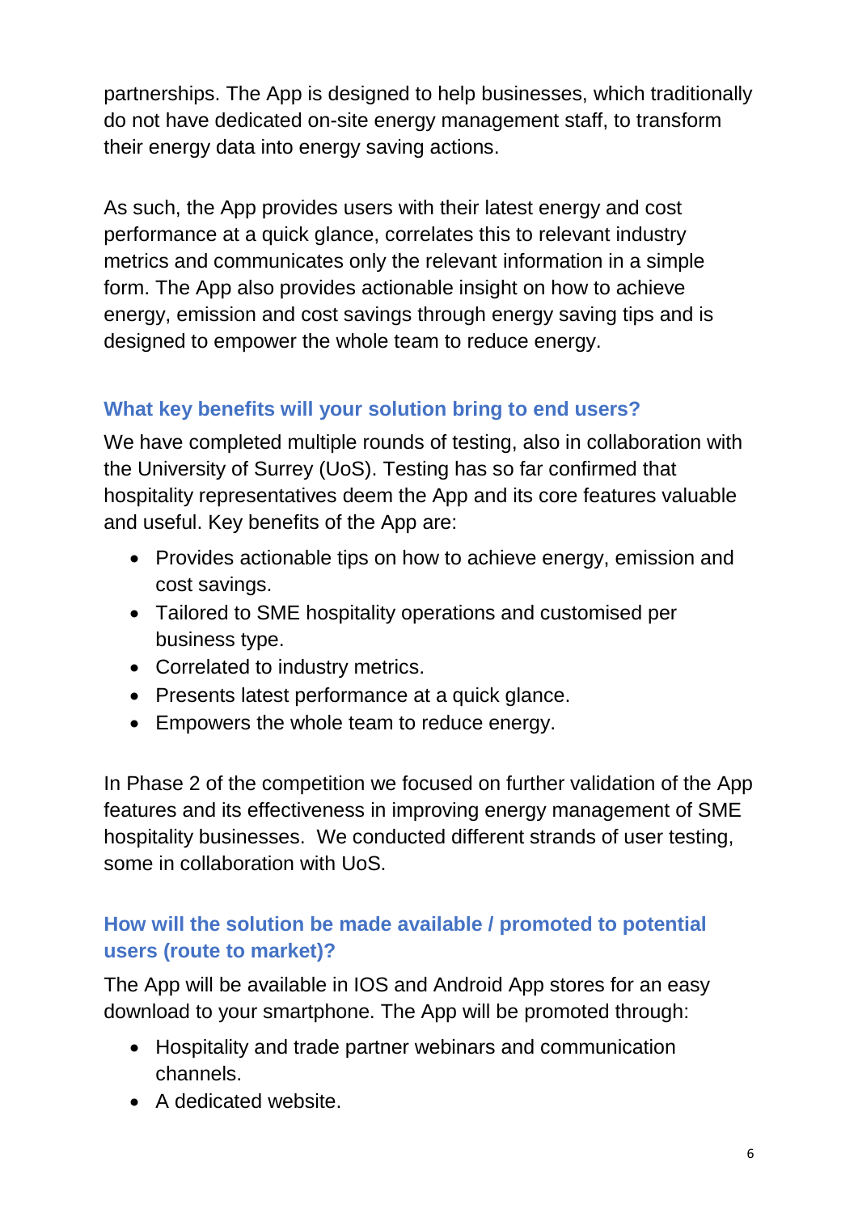partnerships. The App is designed to help businesses, which traditionally do not have dedicated on-site energy management staff, to transform their energy data into energy saving actions.

As such, the App provides users with their latest energy and cost performance at a quick glance, correlates this to relevant industry metrics and communicates only the relevant information in a simple form. The App also provides actionable insight on how to achieve energy, emission and cost savings through energy saving tips and is designed to empower the whole team to reduce energy.

### What key benefits will your solution bring to end users?

We have completed multiple rounds of testing, also in collaboration with the University of Surrey (UoS). Testing has so far confirmed that hospitality representatives deem the App and its core features valuable and useful. Key benefits of the App are:

- Provides actionable tips on how to achieve energy, emission and cost savings.
- Tailored to SME hospitality operations and customised per business type.
- Correlated to industry metrics.
- Presents latest performance at a quick glance.
- Empowers the whole team to reduce energy.

In Phase 2 of the competition we focused on further validation of the App features and its effectiveness in improving energy management of SME hospitality businesses. We conducted different strands of user testing, some in collaboration with UoS.

### How will the solution be made available / promoted to potential users (route to market)?

The App will be available in IOS and Android App stores for an easy download to your smartphone. The App will be promoted through:

- Hospitality and trade partner webinars and communication channels.
- A dedicated website.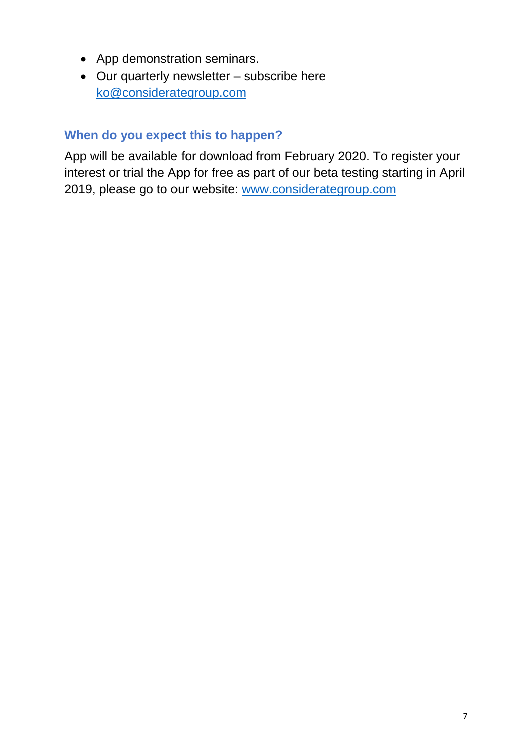- App demonstration seminars.
- Our quarterly newsletter – subscribe here ko@consideratgroup.com

### When do you expect this to happen?

App will be available for download from February 2020. To register your interest or trial the App for free as part of our beta testing starting in April 2019, please go to our website: www.consideratgroup.com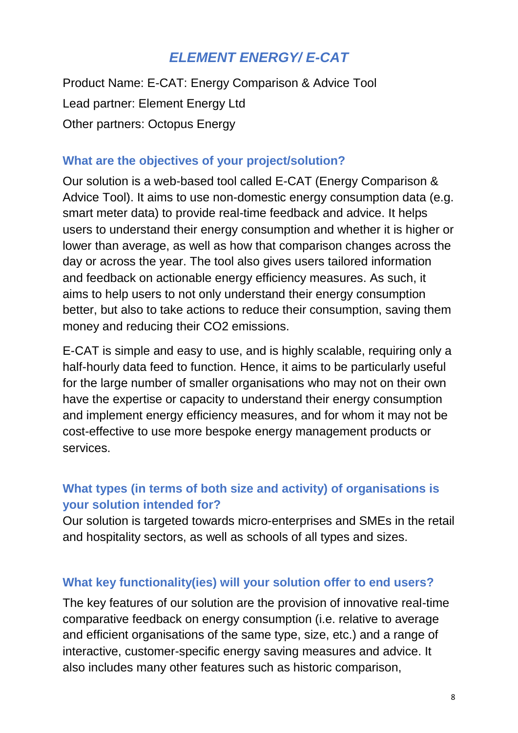## *ELEMENT ENERGY/ E-CAT*

Product Name: E-CAT: Energy Comparison & Advice Tool

Lead partner: Element Energy Ltd

Other partners: Octopus Energy

### What are the objectives of your project/solution?

Our solution is a web-based tool called E-CAT (Energy Comparison & Advice Tool). It aims to use non-domestic energy consumption data (e.g. smart meter data) to provide real-time feedback and advice. It helps users to understand their energy consumption and whether it is higher or lower than average, as well as how that comparison changes across the day or across the year. The tool also gives users tailored information and feedback on actionable energy efficiency measures. As such, it aims to help users to not only understand their energy consumption better, but also to take actions to reduce their consumption, saving them money and reducing their $CO_2$ emissions.

E-CAT is simple and easy to use, and is highly scalable, requiring only a half-hourly data feed to function. Hence, it aims to be particularly useful for the large number of smaller organisations who may not on their own have the expertise or capacity to understand their energy consumption and implement energy efficiency measures, and for whom it may not be cost-effective to use more bespoke energy management products or services.

### What types (in terms of both size and activity) of organisations is your solution intended for?

Our solution is targeted towards micro-enterprises and SMEs in the retail and hospitality sectors, as well as schools of all types and sizes.

### What key functionality(ies) will your solution offer to end users?

The key features of our solution are the provision of innovative real-time comparative feedback on energy consumption (i.e. relative to average and efficient organisations of the same type, size, etc.) and a range of interactive, customer-specific energy saving measures and advice. It also includes many other features such as historic comparison,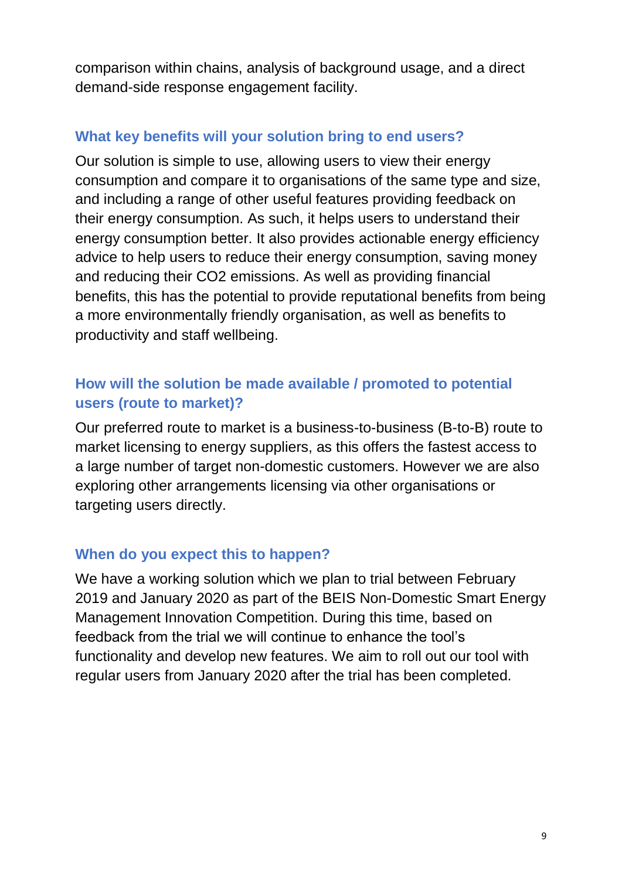comparison within chains, analysis of background usage, and a direct demand-side response engagement facility.

### What key benefits will your solution bring to end users?

Our solution is simple to use, allowing users to view their energy consumption and compare it to organisations of the same type and size, and including a range of other useful features providing feedback on their energy consumption. As such, it helps users to understand their energy consumption better. It also provides actionable energy efficiency advice to help users to reduce their energy consumption, saving money and reducing their $CO_2$ emissions. As well as providing financial benefits, this has the potential to provide reputational benefits from being a more environmentally friendly organisation, as well as benefits to productivity and staff wellbeing.

### How will the solution be made available / promoted to potential users (route to market)?

Our preferred route to market is a business-to-business (B-to-B) route to market licensing to energy suppliers, as this offers the fastest access to a large number of target non-domestic customers. However we are also exploring other arrangements licensing via other organisations or targeting users directly.

### When do you expect this to happen?

We have a working solution which we plan to trial between February 2019 and January 2020 as part of the BEIS Non-Domestic Smart Energy Management Innovation Competition. During this time, based on feedback from the trial we will continue to enhance the tool's functionality and develop new features. We aim to roll out our tool with regular users from January 2020 after the trial has been completed.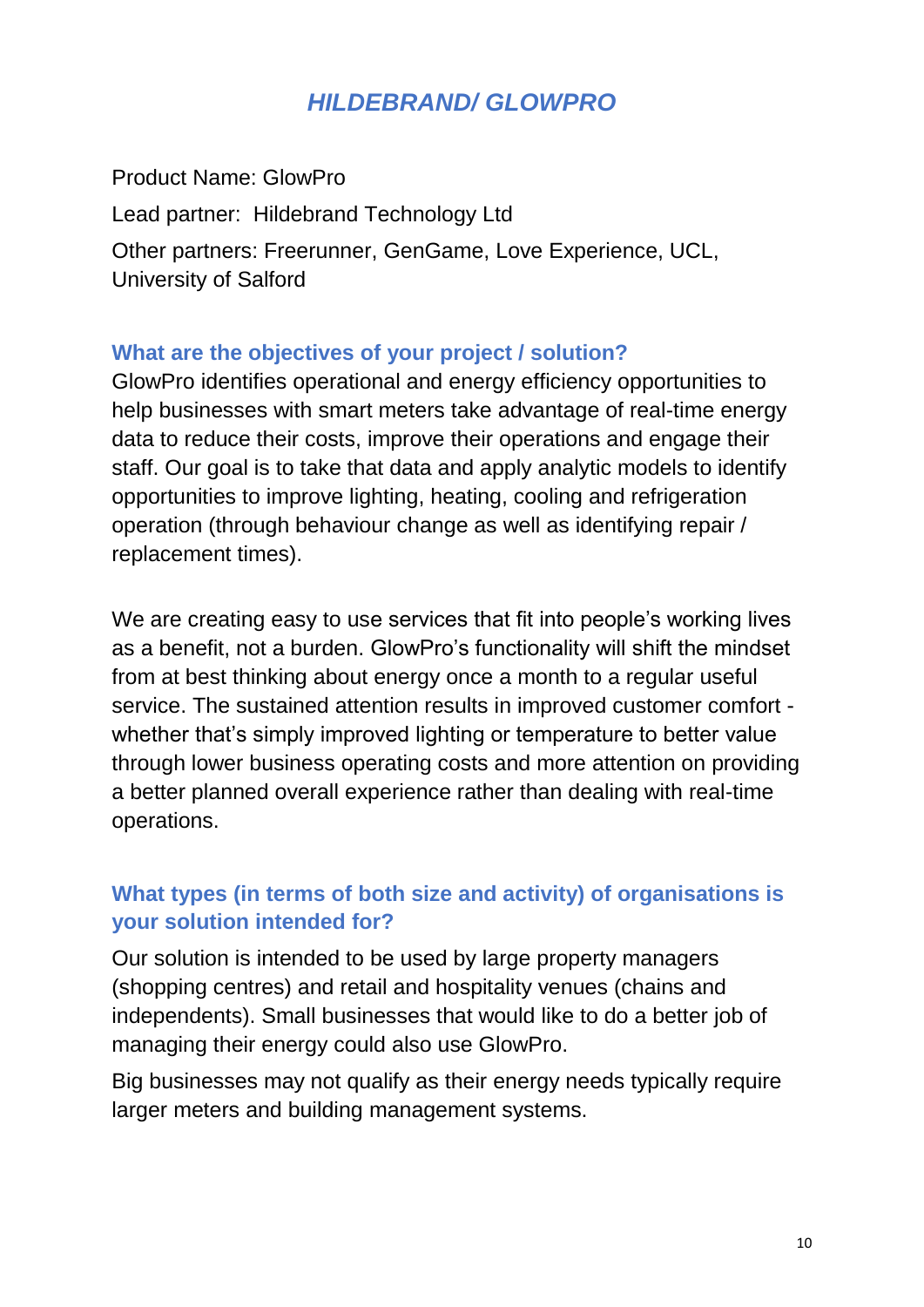## *HILDEBRAND/ GLOWPRO*

Product Name: GlowPro

Lead partner: Hildebrand Technology Ltd

Other partners: Freerunner, GenGame, Love Experience, UCL, University of Salford

### What are the objectives of your project / solution?

GlowPro identifies operational and energy efficiency opportunities to help businesses with smart meters take advantage of real-time energy data to reduce their costs, improve their operations and engage their staff. Our goal is to take that data and apply analytic models to identify opportunities to improve lighting, heating, cooling and refrigeration operation (through behaviour change as well as identifying repair / replacement times).

We are creating easy to use services that fit into people's working lives as a benefit, not a burden. GlowPro's functionality will shift the mindset from at best thinking about energy once a month to a regular useful service. The sustained attention results in improved customer comfort - whether that's simply improved lighting or temperature to better value through lower business operating costs and more attention on providing a better planned overall experience rather than dealing with real-time operations.

### What types (in terms of both size and activity) of organisations is your solution intended for?

Our solution is intended to be used by large property managers (shopping centres) and retail and hospitality venues (chains and independents). Small businesses that would like to do a better job of managing their energy could also use GlowPro.

Big businesses may not qualify as their energy needs typically require larger meters and building management systems.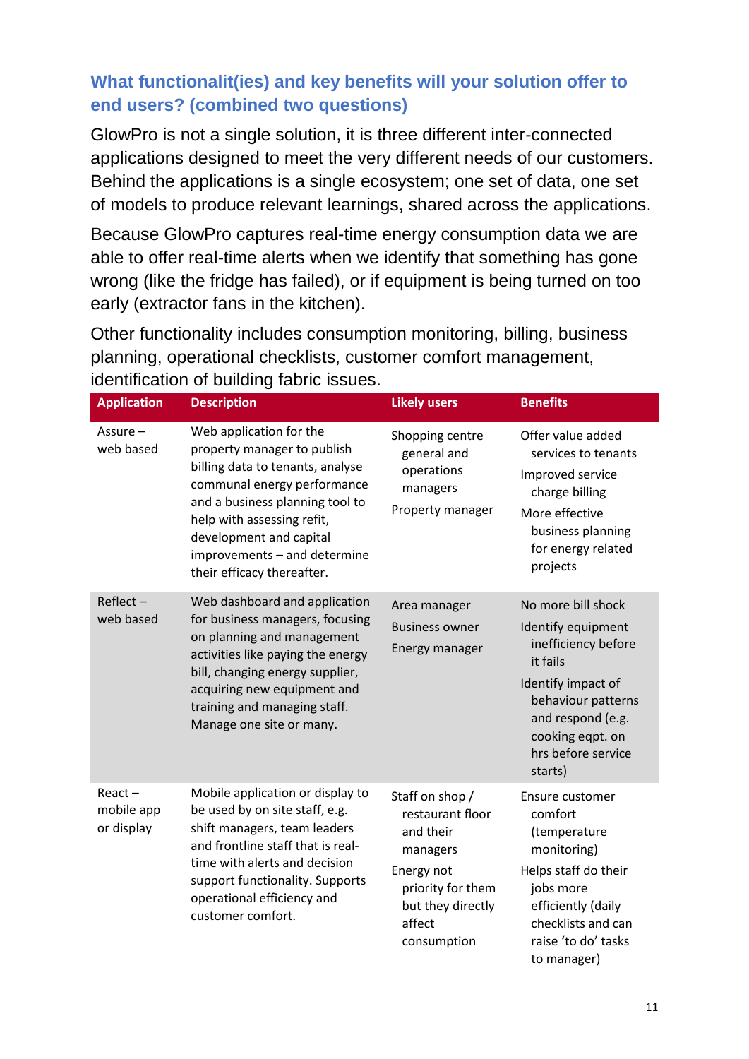## What functionalit(ies) and key benefits will your solution offer to end users? (combined two questions)

GlowPro is not a single solution, it is three different inter-connected applications designed to meet the very different needs of our customers. Behind the applications is a single ecosystem; one set of data, one set of models to produce relevant learnings, shared across the applications.

Because GlowPro captures real-time energy consumption data we are able to offer real-time alerts when we identify that something has gone wrong (like the fridge has failed), or if equipment is being turned on too early (extractor fans in the kitchen).

Other functionality includes consumption monitoring, billing, business planning, operational checklists, customer comfort management, identification of building fabric issues.

| Application | Description | Likely users | Benefits |
|---|---|---|---|
| Assure – web based | Web application for the property manager to publish billing data to tenants, analyse communal energy performance and a business planning tool to help with assessing refit, development and capital improvements – and determine their efficacy thereafter. | Shopping centre general and operations managers<br>Property manager | Offer value added services to tenants<br>Improved service charge billing<br>More effective business planning for energy related projects |
| Reflect – web based | Web dashboard and application for business managers, focusing on planning and management activities like paying the energy bill, changing energy supplier, acquiring new equipment and training and managing staff. Manage one site or many. | Area manager<br>Business owner<br>Energy manager | No more bill shock<br>Identify equipment inefficiency before it fails<br>Identify impact of behaviour patterns and respond (e.g. cooking eqpt. on hrs before service starts) |
| React – mobile app or display | Mobile application or display to be used by on site staff, e.g. shift managers, team leaders and frontline staff that is real-time with alerts and decision support functionality. Supports operational efficiency and customer comfort. | Staff on shop / restaurant floor and their managers<br>Energy not priority for them but they directly affect consumption | Ensure customer comfort (temperature monitoring)<br>Helps staff do their jobs more efficiently (daily checklists and can raise 'to do' tasks to manager) |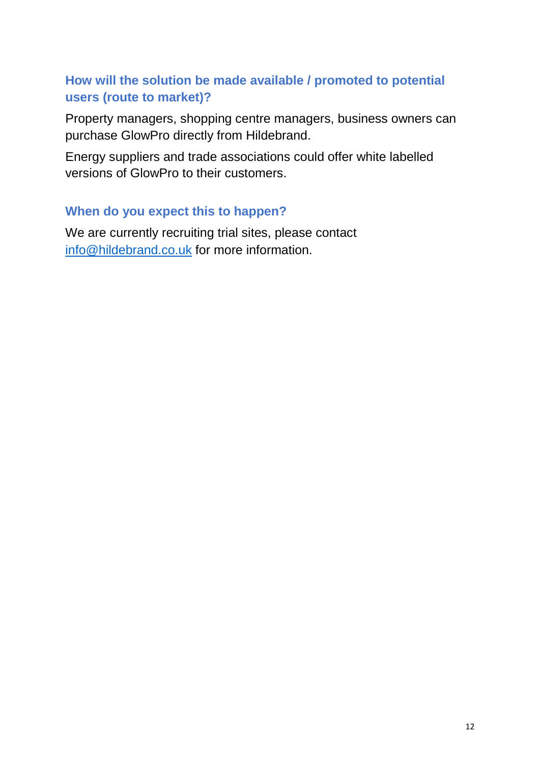### How will the solution be made available / promoted to potential users (route to market)?

Property managers, shopping centre managers, business owners can purchase GlowPro directly from Hildebrand.

Energy suppliers and trade associations could offer white labelled versions of GlowPro to their customers.

### When do you expect this to happen?

We are currently recruiting trial sites, please contact [info@hildebrand.co.uk](mailto:info@hildebrand.co.uk) for more information.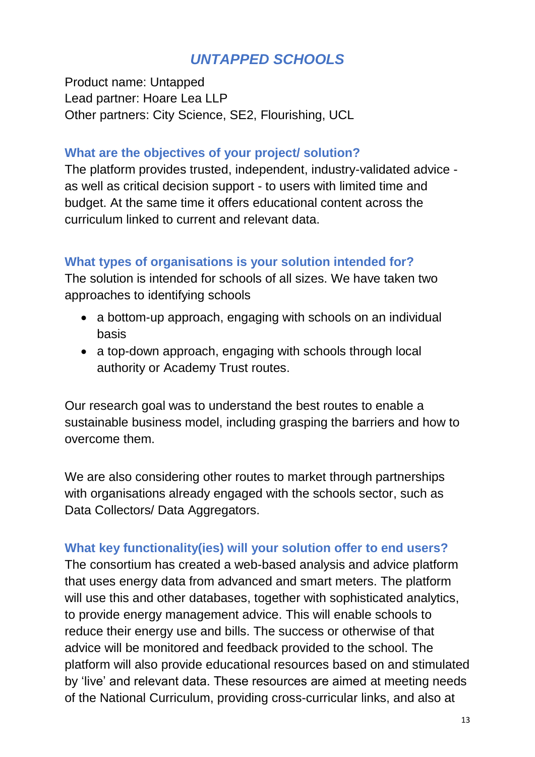## *UNTAPPED SCHOOLS*

Product name: Untapped
Lead partner: Hoare Lea LLP
Other partners: City Science, SE2, Flourishing, UCL

### What are the objectives of your project/ solution?

The platform provides trusted, independent, industry-validated advice - as well as critical decision support - to users with limited time and budget. At the same time it offers educational content across the curriculum linked to current and relevant data.

### What types of organisations is your solution intended for?

The solution is intended for schools of all sizes. We have taken two approaches to identifying schools

- a bottom-up approach, engaging with schools on an individual basis
- a top-down approach, engaging with schools through local authority or Academy Trust routes.

Our research goal was to understand the best routes to enable a sustainable business model, including grasping the barriers and how to overcome them.

We are also considering other routes to market through partnerships with organisations already engaged with the schools sector, such as Data Collectors/ Data Aggregators.

### What key functionality(ies) will your solution offer to end users?

The consortium has created a web-based analysis and advice platform that uses energy data from advanced and smart meters. The platform will use this and other databases, together with sophisticated analytics, to provide energy management advice. This will enable schools to reduce their energy use and bills. The success or otherwise of that advice will be monitored and feedback provided to the school. The platform will also provide educational resources based on and stimulated by 'live' and relevant data. These resources are aimed at meeting needs of the National Curriculum, providing cross-curricular links, and also at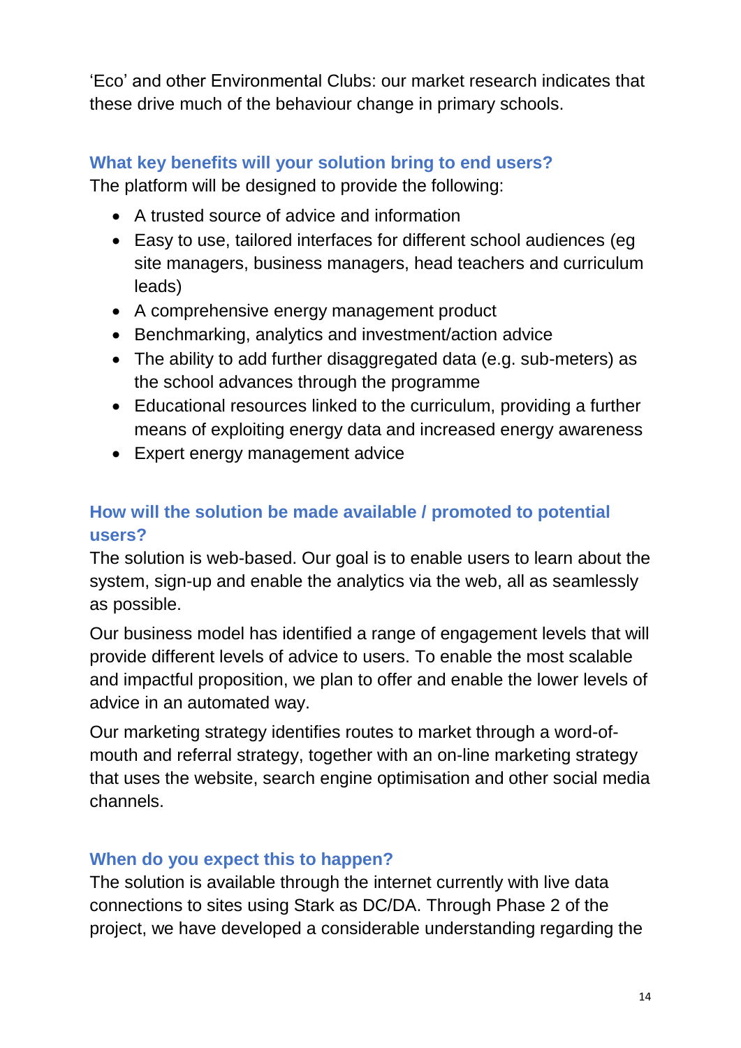'Eco' and other Environmental Clubs: our market research indicates that these drive much of the behaviour change in primary schools.

### What key benefits will your solution bring to end users?

The platform will be designed to provide the following:

- A trusted source of advice and information
- Easy to use, tailored interfaces for different school audiences (eg site managers, business managers, head teachers and curriculum leads)
- A comprehensive energy management product
- Benchmarking, analytics and investment/action advice
- The ability to add further disaggregated data (e.g. sub-meters) as the school advances through the programme
- Educational resources linked to the curriculum, providing a further means of exploiting energy data and increased energy awareness
- Expert energy management advice

### How will the solution be made available / promoted to potential users?

The solution is web-based. Our goal is to enable users to learn about the system, sign-up and enable the analytics via the web, all as seamlessly as possible.

Our business model has identified a range of engagement levels that will provide different levels of advice to users. To enable the most scalable and impactful proposition, we plan to offer and enable the lower levels of advice in an automated way.

Our marketing strategy identifies routes to market through a word-of-mouth and referral strategy, together with an on-line marketing strategy that uses the website, search engine optimisation and other social media channels.

### When do you expect this to happen?

The solution is available through the internet currently with live data connections to sites using Stark as DC/DA. Through Phase 2 of the project, we have developed a considerable understanding regarding the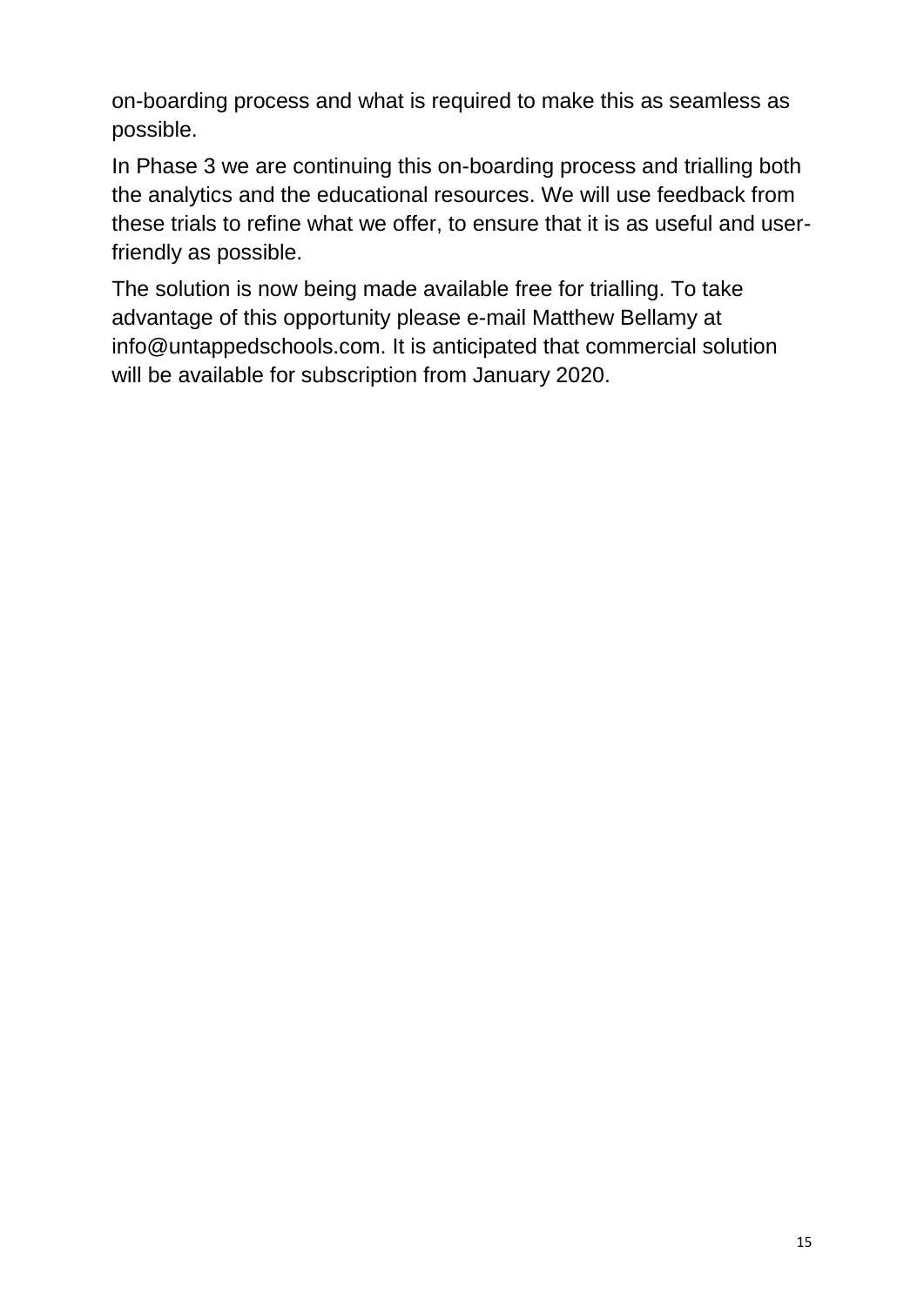on-boarding process and what is required to make this as seamless as possible.

In Phase 3 we are continuing this on-boarding process and trialling both the analytics and the educational resources. We will use feedback from these trials to refine what we offer, to ensure that it is as useful and user-friendly as possible.

The solution is now being made available free for trialling. To take advantage of this opportunity please e-mail Matthew Bellamy at info@untappedschools.com. It is anticipated that commercial solution will be available for subscription from January 2020.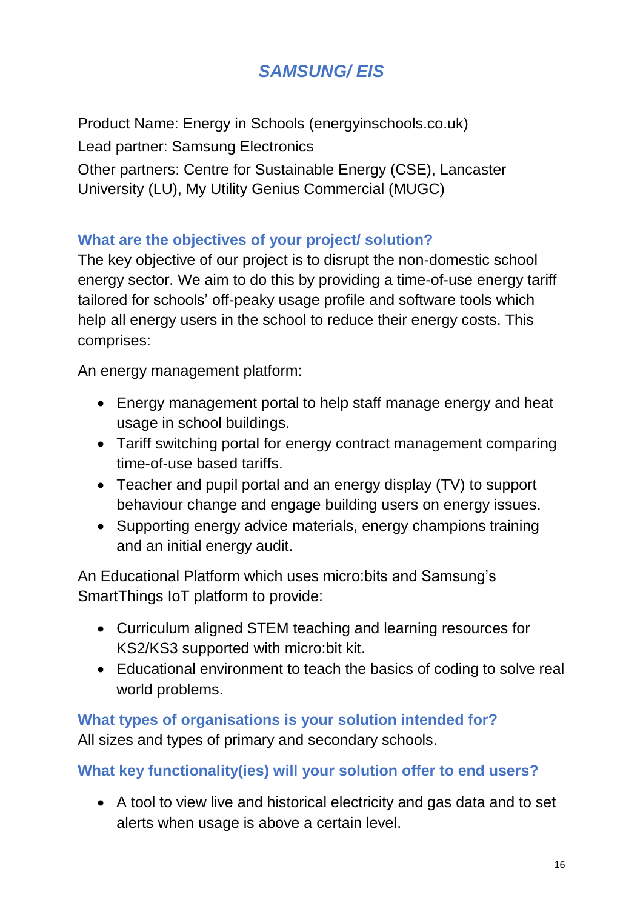## *SAMSUNG/ EIS*

Product Name: Energy in Schools (energyinschools.co.uk)

Lead partner: Samsung Electronics

Other partners: Centre for Sustainable Energy (CSE), Lancaster University (LU), My Utility Genius Commercial (MUGC)

### What are the objectives of your project/ solution?

The key objective of our project is to disrupt the non-domestic school energy sector. We aim to do this by providing a time-of-use energy tariff tailored for schools' off-peaky usage profile and software tools which help all energy users in the school to reduce their energy costs. This comprises:

An energy management platform:

- Energy management portal to help staff manage energy and heat usage in school buildings.
- Tariff switching portal for energy contract management comparing time-of-use based tariffs.
- Teacher and pupil portal and an energy display (TV) to support behaviour change and engage building users on energy issues.
- Supporting energy advice materials, energy champions training and an initial energy audit.

An Educational Platform which uses micro:bits and Samsung's SmartThings IoT platform to provide:

- Curriculum aligned STEM teaching and learning resources for KS2/KS3 supported with micro:bit kit.
- Educational environment to teach the basics of coding to solve real world problems.

### What types of organisations is your solution intended for?

All sizes and types of primary and secondary schools.

### What key functionality(ies) will your solution offer to end users?

- A tool to view live and historical electricity and gas data and to set alerts when usage is above a certain level.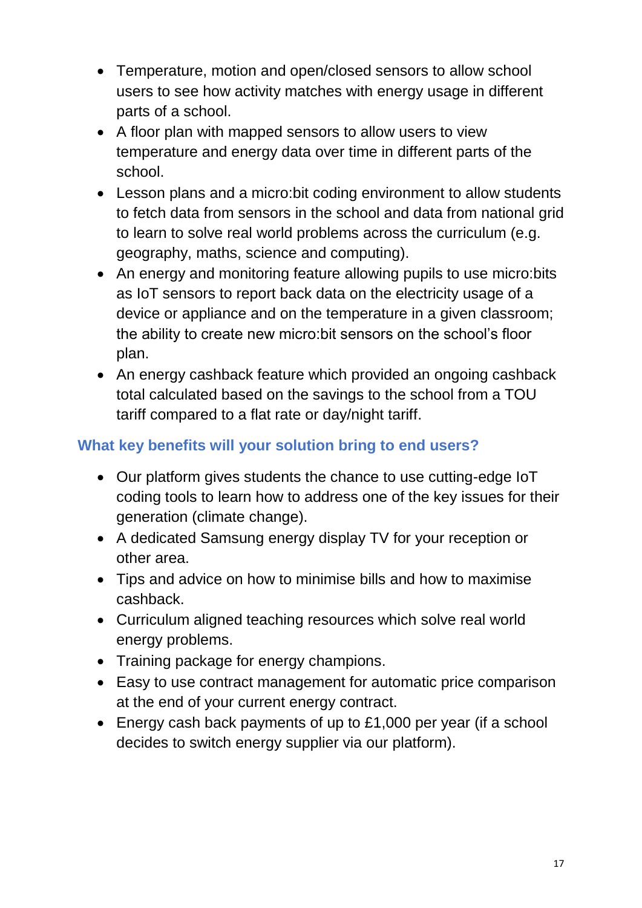- Temperature, motion and open/closed sensors to allow school users to see how activity matches with energy usage in different parts of a school.
- A floor plan with mapped sensors to allow users to view temperature and energy data over time in different parts of the school.
- Lesson plans and a micro:bit coding environment to allow students to fetch data from sensors in the school and data from national grid to learn to solve real world problems across the curriculum (e.g. geography, maths, science and computing).
- An energy and monitoring feature allowing pupils to use micro:bits as IoT sensors to report back data on the electricity usage of a device or appliance and on the temperature in a given classroom; the ability to create new micro:bit sensors on the school's floor plan.
- An energy cashback feature which provided an ongoing cashback total calculated based on the savings to the school from a TOU tariff compared to a flat rate or day/night tariff.

### What key benefits will your solution bring to end users?

- Our platform gives students the chance to use cutting-edge IoT coding tools to learn how to address one of the key issues for their generation (climate change).
- A dedicated Samsung energy display TV for your reception or other area.
- Tips and advice on how to minimise bills and how to maximise cashback.
- Curriculum aligned teaching resources which solve real world energy problems.
- Training package for energy champions.
- Easy to use contract management for automatic price comparison at the end of your current energy contract.
- Energy cash back payments of up to £1,000 per year (if a school decides to switch energy supplier via our platform).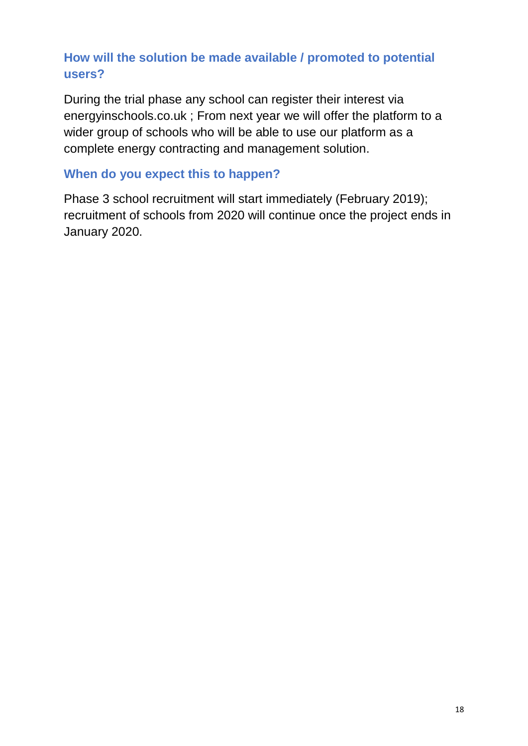### How will the solution be made available / promoted to potential users?

During the trial phase any school can register their interest via energyinschools.co.uk ; From next year we will offer the platform to a wider group of schools who will be able to use our platform as a complete energy contracting and management solution.

### When do you expect this to happen?

Phase 3 school recruitment will start immediately (February 2019); recruitment of schools from 2020 will continue once the project ends in January 2020.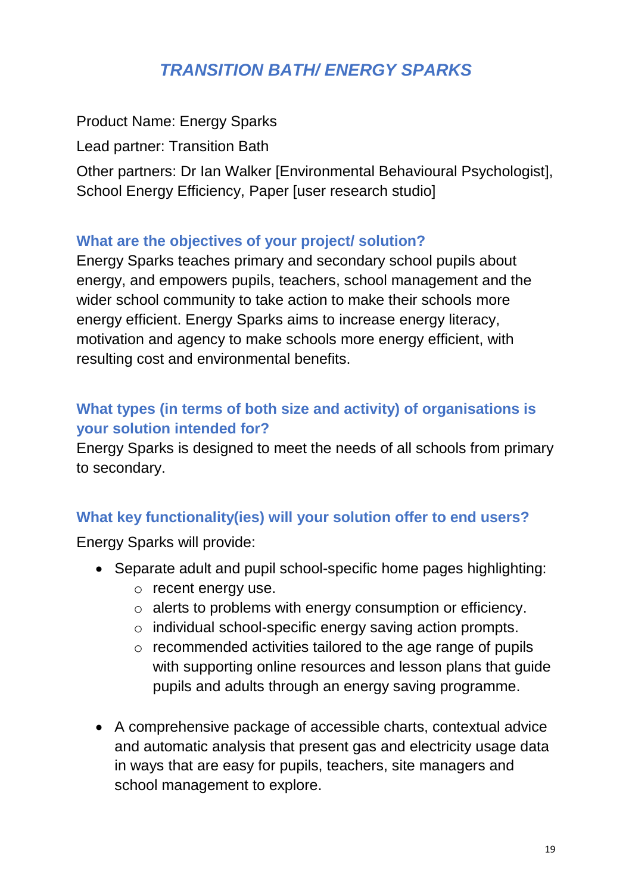## *TRANSITION BATH/ ENERGY SPARKS*

Product Name: Energy Sparks

Lead partner: Transition Bath

Other partners: Dr Ian Walker [Environmental Behavioural Psychologist], School Energy Efficiency, Paper [user research studio]

### What are the objectives of your project/ solution?

Energy Sparks teaches primary and secondary school pupils about energy, and empowers pupils, teachers, school management and the wider school community to take action to make their schools more energy efficient. Energy Sparks aims to increase energy literacy, motivation and agency to make schools more energy efficient, with resulting cost and environmental benefits.

### What types (in terms of both size and activity) of organisations is your solution intended for?

Energy Sparks is designed to meet the needs of all schools from primary to secondary.

### What key functionality(ies) will your solution offer to end users?

Energy Sparks will provide:

- Separate adult and pupil school-specific home pages highlighting:
  - recent energy use.
  - alerts to problems with energy consumption or efficiency.
  - individual school-specific energy saving action prompts.
  - recommended activities tailored to the age range of pupils with supporting online resources and lesson plans that guide pupils and adults through an energy saving programme.

- A comprehensive package of accessible charts, contextual advice and automatic analysis that present gas and electricity usage data in ways that are easy for pupils, teachers, site managers and school management to explore.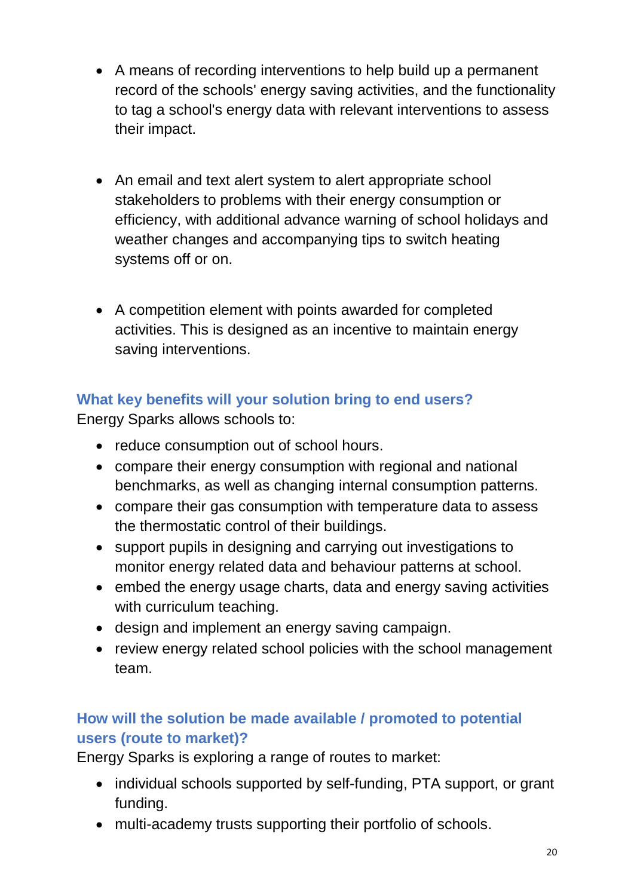- A means of recording interventions to help build up a permanent record of the schools' energy saving activities, and the functionality to tag a school's energy data with relevant interventions to assess their impact.

- An email and text alert system to alert appropriate school stakeholders to problems with their energy consumption or efficiency, with additional advance warning of school holidays and weather changes and accompanying tips to switch heating systems off or on.

- A competition element with points awarded for completed activities. This is designed as an incentive to maintain energy saving interventions.

### What key benefits will your solution bring to end users?

Energy Sparks allows schools to:

- reduce consumption out of school hours.
- compare their energy consumption with regional and national benchmarks, as well as changing internal consumption patterns.
- compare their gas consumption with temperature data to assess the thermostatic control of their buildings.
- support pupils in designing and carrying out investigations to monitor energy related data and behaviour patterns at school.
- embed the energy usage charts, data and energy saving activities with curriculum teaching.
- design and implement an energy saving campaign.
- review energy related school policies with the school management team.

### How will the solution be made available / promoted to potential users (route to market)?

Energy Sparks is exploring a range of routes to market:

- individual schools supported by self-funding, PTA support, or grant funding.
- multi-academy trusts supporting their portfolio of schools.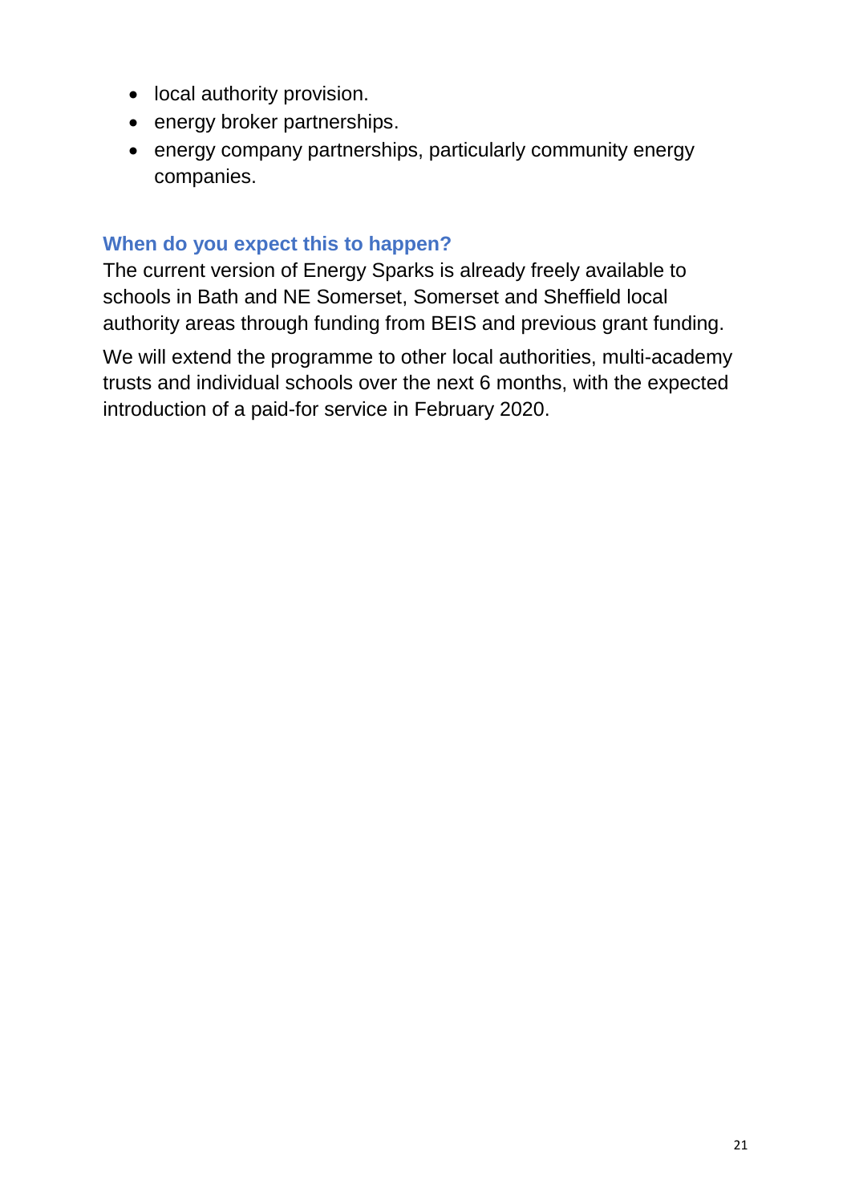- local authority provision.
- energy broker partnerships.
- energy company partnerships, particularly community energy companies.

### When do you expect this to happen?

The current version of Energy Sparks is already freely available to schools in Bath and NE Somerset, Somerset and Sheffield local authority areas through funding from BEIS and previous grant funding.

We will extend the programme to other local authorities, multi-academy trusts and individual schools over the next 6 months, with the expected introduction of a paid-for service in February 2020.